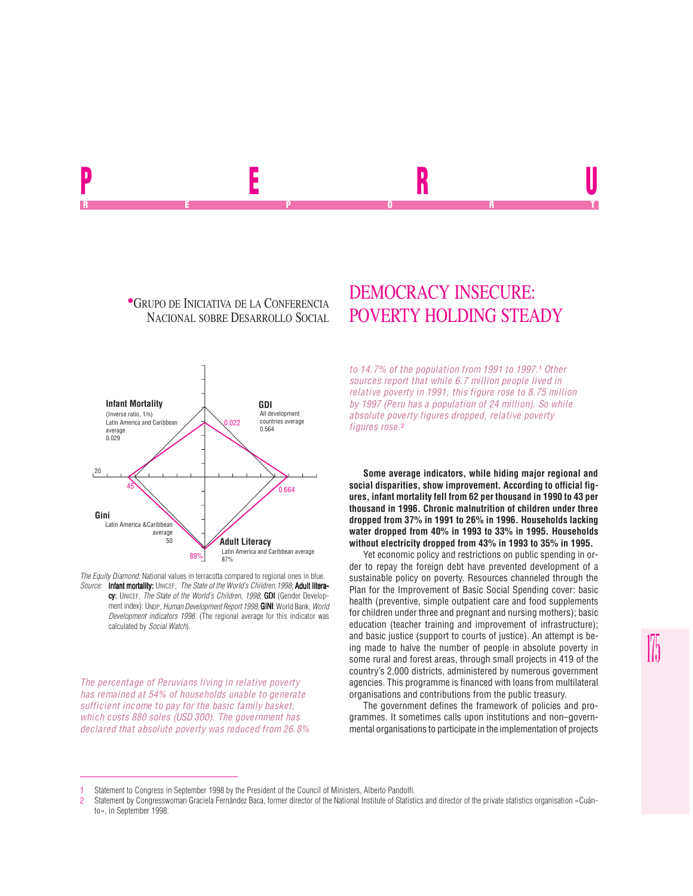# PERU

REPORT

**•Grupo de Iniciativa de la Conferencia Nacional sobre Desarrollo Social**

# DEMOCRACY INSECURE: POVERTY HOLDING STEADY

*The Equity Diamond:* National values in terracotta compared to regional ones in blue.
*Source:* **Infant mortality:** UNICEF, *The State of the World's Children,1998*; **Adult literacy:** UNICEF, *The State of the World's Children, 1998*; **GDI** (Gender Development index): UNDP, *Human Development Report 1998*; **GINI**: World Bank, *World Development indicators 1998*. (The regional average for this indicator was calculated by *Social Watch*).

*The percentage of Peruvians living in relative poverty has remained at 54% of households unable to generate sufficient income to pay for the basic family basket, which costs 880 soles (USD 300). The government has declared that absolute poverty was reduced from 26.8% to 14.7% of the population from 1991 to 1997.[1] Other sources report that while 6.7 million people lived in relative poverty in 1991, this figure rose to 8.75 million by 1997 (Peru has a population of 24 million). So while absolute poverty figures dropped, relative poverty figures rose.[2]*

**Some average indicators, while hiding major regional and social disparities, show improvement. According to official figures, infant mortality fell from 62 per thousand in 1990 to 43 per thousand in 1996. Chronic malnutrition of children under three dropped from 37% in 1991 to 26% in 1996. Households lacking water dropped from 40% in 1993 to 33% in 1995. Households without electricity dropped from 43% in 1993 to 35% in 1995.**

Yet economic policy and restrictions on public spending in order to repay the foreign debt have prevented development of a sustainable policy on poverty. Resources channeled through the Plan for the Improvement of Basic Social Spending cover: basic health (preventive, simple outpatient care and food supplements for children under three and pregnant and nursing mothers); basic education (teacher training and improvement of infrastructure); and basic justice (support to courts of justice). An attempt is being made to halve the number of people in absolute poverty in some rural and forest areas, through small projects in 419 of the country's 2,000 districts, administered by numerous government agencies. This programme is financed with loans from multilateral organisations and contributions from the public treasury.

The government defines the framework of policies and programmes. It sometimes calls upon institutions and non–governmental organisations to participate in the implementation of projects

---

1 Statement to Congress in September 1998 by the President of the Council of Ministers, Alberto Pandolfi.

2 Statement by Congresswoman Graciela Fernández Baca, former director of the National Institute of Statistics and director of the private statistics organisation «Cuánto», in September 1998.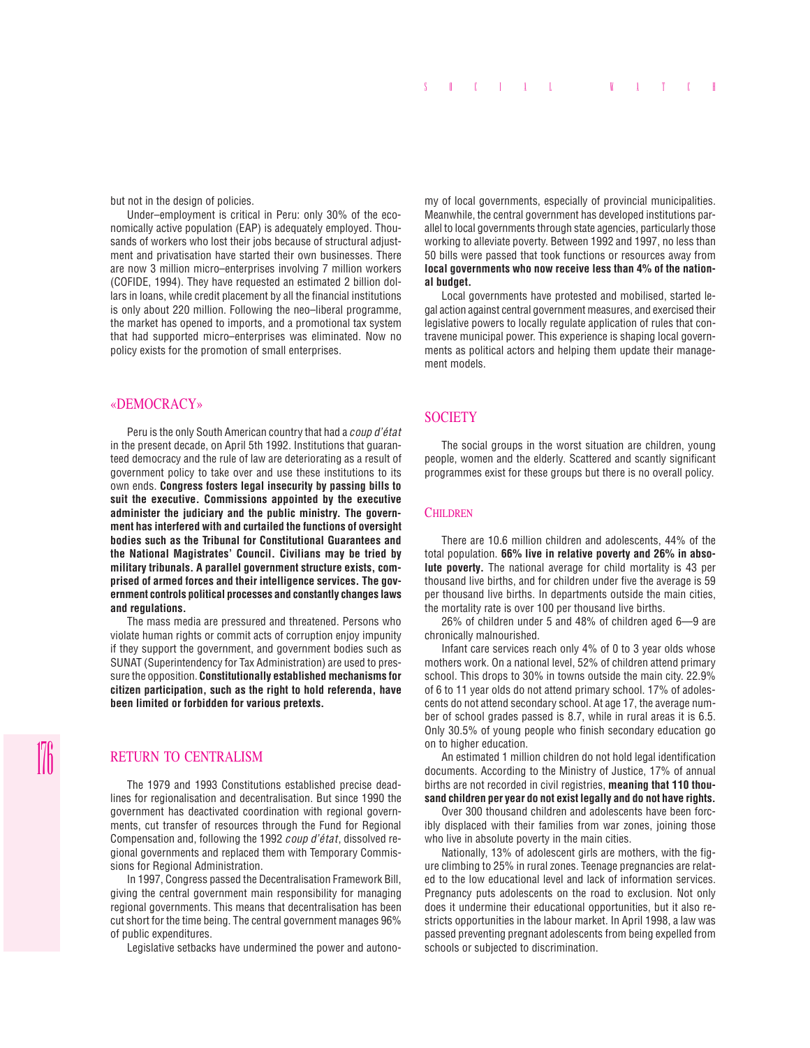but not in the design of policies.

Under–employment is critical in Peru: only 30% of the economically active population (EAP) is adequately employed. Thousands of workers who lost their jobs because of structural adjustment and privatisation have started their own businesses. There are now 3 million micro–enterprises involving 7 million workers (COFIDE, 1994). They have requested an estimated 2 billion dollars in loans, while credit placement by all the financial institutions is only about 220 million. Following the neo–liberal programme, the market has opened to imports, and a promotional tax system that had supported micro–enterprises was eliminated. Now no policy exists for the promotion of small enterprises.

## «DEMOCRACY»

Peru is the only South American country that had a *coup d'état* in the present decade, on April 5th 1992. Institutions that guaranteed democracy and the rule of law are deteriorating as a result of government policy to take over and use these institutions to its own ends. **Congress fosters legal insecurity by passing bills to suit the executive. Commissions appointed by the executive administer the judiciary and the public ministry. The government has interfered with and curtailed the functions of oversight bodies such as the Tribunal for Constitutional Guarantees and the National Magistrates' Council. Civilians may be tried by military tribunals. A parallel government structure exists, comprised of armed forces and their intelligence services. The government controls political processes and constantly changes laws and regulations.**

The mass media are pressured and threatened. Persons who violate human rights or commit acts of corruption enjoy impunity if they support the government, and government bodies such as SUNAT (Superintendency for Tax Administration) are used to pressure the opposition. **Constitutionally established mechanisms for citizen participation, such as the right to hold referenda, have been limited or forbidden for various pretexts.**

## RETURN TO CENTRALISM

The 1979 and 1993 Constitutions established precise deadlines for regionalisation and decentralisation. But since 1990 the government has deactivated coordination with regional governments, cut transfer of resources through the Fund for Regional Compensation and, following the 1992 *coup d'état*, dissolved regional governments and replaced them with Temporary Commissions for Regional Administration.

In 1997, Congress passed the Decentralisation Framework Bill, giving the central government main responsibility for managing regional governments. This means that decentralisation has been cut short for the time being. The central government manages 96% of public expenditures.

Legislative setbacks have undermined the power and autonomy of local governments, especially of provincial municipalities. Meanwhile, the central government has developed institutions parallel to local governments through state agencies, particularly those working to alleviate poverty. Between 1992 and 1997, no less than 50 bills were passed that took functions or resources away from **local governments who now receive less than 4% of the national budget.**

Local governments have protested and mobilised, started legal action against central government measures, and exercised their legislative powers to locally regulate application of rules that contravene municipal power. This experience is shaping local governments as political actors and helping them update their management models.

## SOCIETY

The social groups in the worst situation are children, young people, women and the elderly. Scattered and scantly significant programmes exist for these groups but there is no overall policy.

### CHILDREN

There are 10.6 million children and adolescents, 44% of the total population. **66% live in relative poverty and 26% in absolute poverty.** The national average for child mortality is 43 per thousand live births, and for children under five the average is 59 per thousand live births. In departments outside the main cities, the mortality rate is over 100 per thousand live births.

26% of children under 5 and 48% of children aged 6—9 are chronically malnourished.

Infant care services reach only 4% of 0 to 3 year olds whose mothers work. On a national level, 52% of children attend primary school. This drops to 30% in towns outside the main city. 22.9% of 6 to 11 year olds do not attend primary school. 17% of adolescents do not attend secondary school. At age 17, the average number of school grades passed is 8.7, while in rural areas it is 6.5. Only 30.5% of young people who finish secondary education go on to higher education.

An estimated 1 million children do not hold legal identification documents. According to the Ministry of Justice, 17% of annual births are not recorded in civil registries, **meaning that 110 thousand children per year do not exist legally and do not have rights.**

Over 300 thousand children and adolescents have been forcibly displaced with their families from war zones, joining those who live in absolute poverty in the main cities.

Nationally, 13% of adolescent girls are mothers, with the figure climbing to 25% in rural zones. Teenage pregnancies are related to the low educational level and lack of information services. Pregnancy puts adolescents on the road to exclusion. Not only does it undermine their educational opportunities, but it also restricts opportunities in the labour market. In April 1998, a law was passed preventing pregnant adolescents from being expelled from schools or subjected to discrimination.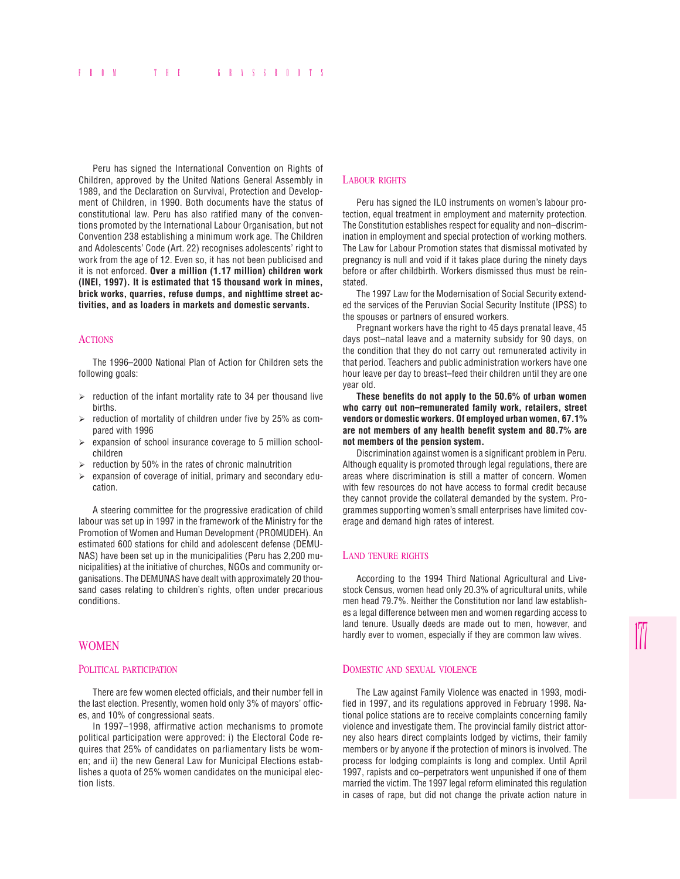Peru has signed the International Convention on Rights of Children, approved by the United Nations General Assembly in 1989, and the Declaration on Survival, Protection and Development of Children, in 1990. Both documents have the status of constitutional law. Peru has also ratified many of the conventions promoted by the International Labour Organisation, but not Convention 238 establishing a minimum work age. The Children and Adolescents' Code (Art. 22) recognises adolescents' right to work from the age of 12. Even so, it has not been publicised and it is not enforced. **Over a million (1.17 million) children work (INEI, 1997). It is estimated that 15 thousand work in mines, brick works, quarries, refuse dumps, and nighttime street activities, and as loaders in markets and domestic servants.**

### Actions

The 1996–2000 National Plan of Action for Children sets the following goals:

- reduction of the infant mortality rate to 34 per thousand live births.
- reduction of mortality of children under five by 25% as compared with 1996
- expansion of school insurance coverage to 5 million schoolchildren
- reduction by 50% in the rates of chronic malnutrition
- expansion of coverage of initial, primary and secondary education.

A steering committee for the progressive eradication of child labour was set up in 1997 in the framework of the Ministry for the Promotion of Women and Human Development (PROMUDEH). An estimated 600 stations for child and adolescent defense (DEMUNAS) have been set up in the municipalities (Peru has 2,200 municipalities) at the initiative of churches, NGOs and community organisations. The DEMUNAS have dealt with approximately 20 thousand cases relating to children's rights, often under precarious conditions.

## WOMEN

### Political participation

There are few women elected officials, and their number fell in the last election. Presently, women hold only 3% of mayors' offices, and 10% of congressional seats.

In 1997–1998, affirmative action mechanisms to promote political participation were approved: i) the Electoral Code requires that 25% of candidates on parliamentary lists be women; and ii) the new General Law for Municipal Elections establishes a quota of 25% women candidates on the municipal election lists.

### Labour rights

Peru has signed the ILO instruments on women's labour protection, equal treatment in employment and maternity protection. The Constitution establishes respect for equality and non–discrimination in employment and special protection of working mothers. The Law for Labour Promotion states that dismissal motivated by pregnancy is null and void if it takes place during the ninety days before or after childbirth. Workers dismissed thus must be reinstated.

The 1997 Law for the Modernisation of Social Security extended the services of the Peruvian Social Security Institute (IPSS) to the spouses or partners of ensured workers.

Pregnant workers have the right to 45 days prenatal leave, 45 days post–natal leave and a maternity subsidy for 90 days, on the condition that they do not carry out remunerated activity in that period. Teachers and public administration workers have one hour leave per day to breast–feed their children until they are one year old.

**These benefits do not apply to the 50.6% of urban women who carry out non–remunerated family work, retailers, street vendors or domestic workers. Of employed urban women, 67.1% are not members of any health benefit system and 80.7% are not members of the pension system.**

Discrimination against women is a significant problem in Peru. Although equality is promoted through legal regulations, there are areas where discrimination is still a matter of concern. Women with few resources do not have access to formal credit because they cannot provide the collateral demanded by the system. Programmes supporting women's small enterprises have limited coverage and demand high rates of interest.

### Land tenure rights

According to the 1994 Third National Agricultural and Livestock Census, women head only 20.3% of agricultural units, while men head 79.7%. Neither the Constitution nor land law establishes a legal difference between men and women regarding access to land tenure. Usually deeds are made out to men, however, and hardly ever to women, especially if they are common law wives.

### Domestic and sexual violence

The Law against Family Violence was enacted in 1993, modified in 1997, and its regulations approved in February 1998. National police stations are to receive complaints concerning family violence and investigate them. The provincial family district attorney also hears direct complaints lodged by victims, their family members or by anyone if the protection of minors is involved. The process for lodging complaints is long and complex. Until April 1997, rapists and co–perpetrators went unpunished if one of them married the victim. The 1997 legal reform eliminated this regulation in cases of rape, but did not change the private action nature in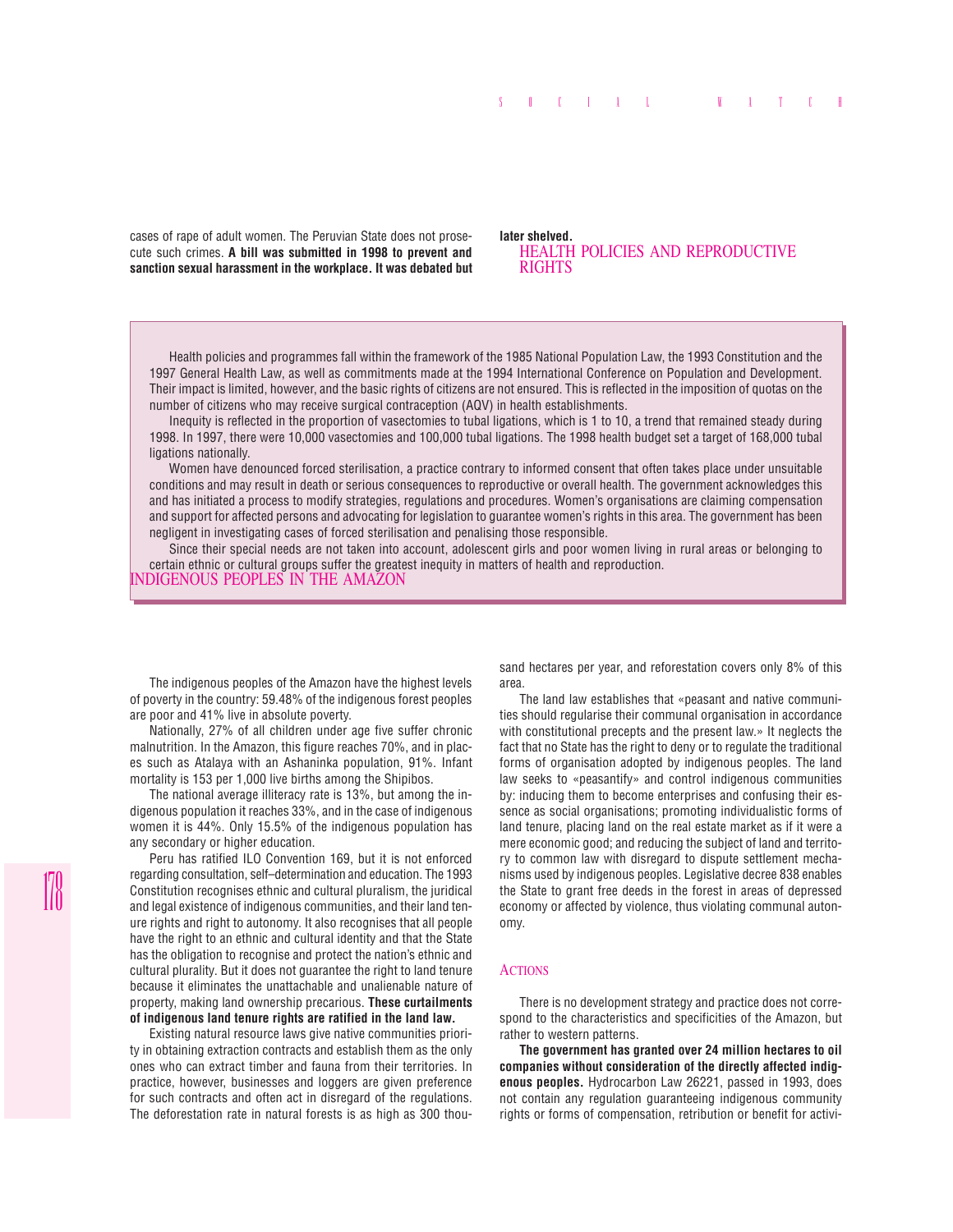cases of rape of adult women. The Peruvian State does not prosecute such crimes. **A bill was submitted in 1998 to prevent and sanction sexual harassment in the workplace. It was debated but later shelved.**

## HEALTH POLICIES AND REPRODUCTIVE RIGHTS

Health policies and programmes fall within the framework of the 1985 National Population Law, the 1993 Constitution and the 1997 General Health Law, as well as commitments made at the 1994 International Conference on Population and Development. Their impact is limited, however, and the basic rights of citizens are not ensured. This is reflected in the imposition of quotas on the number of citizens who may receive surgical contraception (AQV) in health establishments.

Inequity is reflected in the proportion of vasectomies to tubal ligations, which is 1 to 10, a trend that remained steady during 1998. In 1997, there were 10,000 vasectomies and 100,000 tubal ligations. The 1998 health budget set a target of 168,000 tubal ligations nationally.

Women have denounced forced sterilisation, a practice contrary to informed consent that often takes place under unsuitable conditions and may result in death or serious consequences to reproductive or overall health. The government acknowledges this and has initiated a process to modify strategies, regulations and procedures. Women's organisations are claiming compensation and support for affected persons and advocating for legislation to guarantee women's rights in this area. The government has been negligent in investigating cases of forced sterilisation and penalising those responsible.

Since their special needs are not taken into account, adolescent girls and poor women living in rural areas or belonging to certain ethnic or cultural groups suffer the greatest inequity in matters of health and reproduction.

## INDIGENOUS PEOPLES IN THE AMAZON

The indigenous peoples of the Amazon have the highest levels of poverty in the country: 59.48% of the indigenous forest peoples are poor and 41% live in absolute poverty.

Nationally, 27% of all children under age five suffer chronic malnutrition. In the Amazon, this figure reaches 70%, and in places such as Atalaya with an Ashaninka population, 91%. Infant mortality is 153 per 1,000 live births among the Shipibos.

The national average illiteracy rate is 13%, but among the indigenous population it reaches 33%, and in the case of indigenous women it is 44%. Only 15.5% of the indigenous population has any secondary or higher education.

Peru has ratified ILO Convention 169, but it is not enforced regarding consultation, self–determination and education. The 1993 Constitution recognises ethnic and cultural pluralism, the juridical and legal existence of indigenous communities, and their land tenure rights and right to autonomy. It also recognises that all people have the right to an ethnic and cultural identity and that the State has the obligation to recognise and protect the nation's ethnic and cultural plurality. But it does not guarantee the right to land tenure because it eliminates the unattachable and unalienable nature of property, making land ownership precarious. **These curtailments of indigenous land tenure rights are ratified in the land law.**

Existing natural resource laws give native communities priority in obtaining extraction contracts and establish them as the only ones who can extract timber and fauna from their territories. In practice, however, businesses and loggers are given preference for such contracts and often act in disregard of the regulations. The deforestation rate in natural forests is as high as 300 thousand hectares per year, and reforestation covers only 8% of this area.

The land law establishes that «peasant and native communities should regularise their communal organisation in accordance with constitutional precepts and the present law.» It neglects the fact that no State has the right to deny or to regulate the traditional forms of organisation adopted by indigenous peoples. The land law seeks to «peasantify» and control indigenous communities by: inducing them to become enterprises and confusing their essence as social organisations; promoting individualistic forms of land tenure, placing land on the real estate market as if it were a mere economic good; and reducing the subject of land and territory to common law with disregard to dispute settlement mechanisms used by indigenous peoples. Legislative decree 838 enables the State to grant free deeds in the forest in areas of depressed economy or affected by violence, thus violating communal autonomy.

### ACTIONS

There is no development strategy and practice does not correspond to the characteristics and specificities of the Amazon, but rather to western patterns.

**The government has granted over 24 million hectares to oil companies without consideration of the directly affected indigenous peoples.** Hydrocarbon Law 26221, passed in 1993, does not contain any regulation guaranteeing indigenous community rights or forms of compensation, retribution or benefit for activi-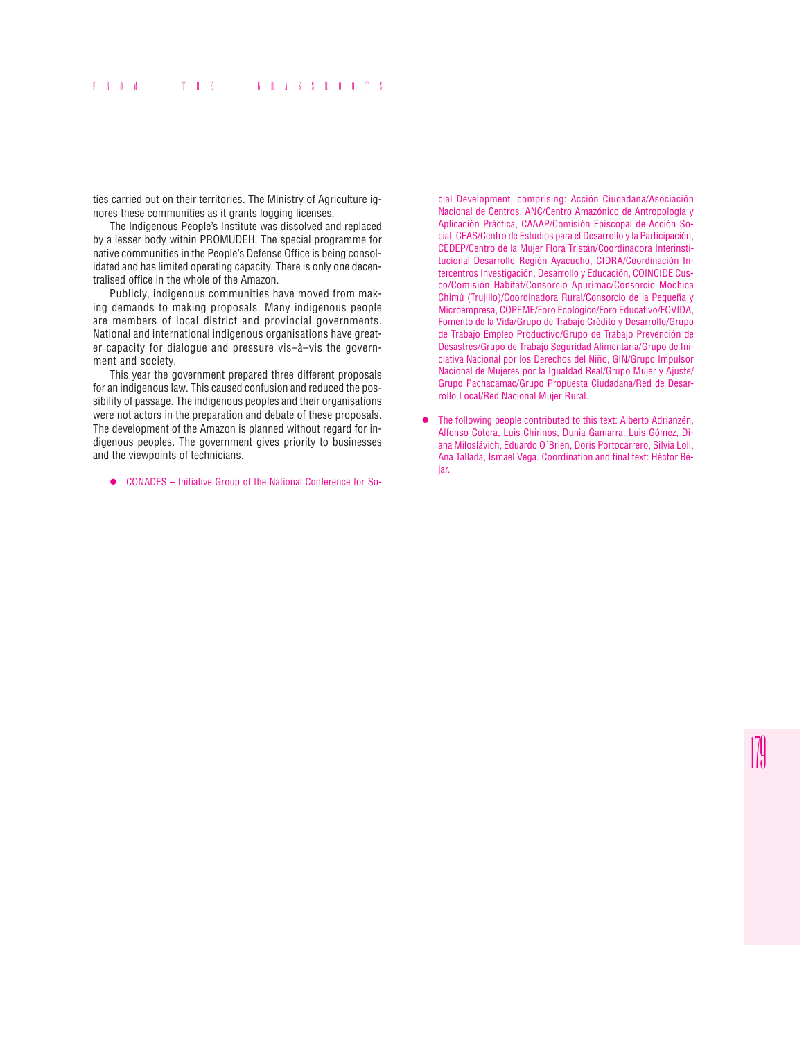ties carried out on their territories. The Ministry of Agriculture ignores these communities as it grants logging licenses.

The Indigenous People's Institute was dissolved and replaced by a lesser body within PROMUDEH. The special programme for native communities in the People's Defense Office is being consolidated and has limited operating capacity. There is only one decentralised office in the whole of the Amazon.

Publicly, indigenous communities have moved from making demands to making proposals. Many indigenous people are members of local district and provincial governments. National and international indigenous organisations have greater capacity for dialogue and pressure vis–à–vis the government and society.

This year the government prepared three different proposals for an indigenous law. This caused confusion and reduced the possibility of passage. The indigenous peoples and their organisations were not actors in the preparation and debate of these proposals. The development of the Amazon is planned without regard for indigenous peoples. The government gives priority to businesses and the viewpoints of technicians.

- CONADES – Initiative Group of the National Conference for Social Development, comprising: Acción Ciudadana/Asociación Nacional de Centros, ANC/Centro Amazónico de Antropología y Aplicación Práctica, CAAAP/Comisión Episcopal de Acción Social, CEAS/Centro de Estudios para el Desarrollo y la Participación, CEDEP/Centro de la Mujer Flora Tristán/Coordinadora Interinstitucional Desarrollo Región Ayacucho, CIDRA/Coordinación Intercentros Investigación, Desarrollo y Educación, COINCIDE Cusco/Comisión Hábitat/Consorcio Apurímac/Consorcio Mochica Chimú (Trujillo)/Coordinadora Rural/Consorcio de la Pequeña y Microempresa, COPEME/Foro Ecológico/Foro Educativo/FOVIDA, Fomento de la Vida/Grupo de Trabajo Crédito y Desarrollo/Grupo de Trabajo Empleo Productivo/Grupo de Trabajo Prevención de Desastres/Grupo de Trabajo Seguridad Alimentaria/Grupo de Iniciativa Nacional por los Derechos del Niño, GIN/Grupo Impulsor Nacional de Mujeres por la Igualdad Real/Grupo Mujer y Ajuste/Grupo Pachacamac/Grupo Propuesta Ciudadana/Red de Desarrollo Local/Red Nacional Mujer Rural.

- The following people contributed to this text: Alberto Adrianzén, Alfonso Cotera, Luis Chirinos, Dunia Gamarra, Luis Gómez, Diana Miloslávich, Eduardo O´Brien, Doris Portocarrero, Silvia Loli, Ana Tallada, Ismael Vega. Coordination and final text: Héctor Béjar.